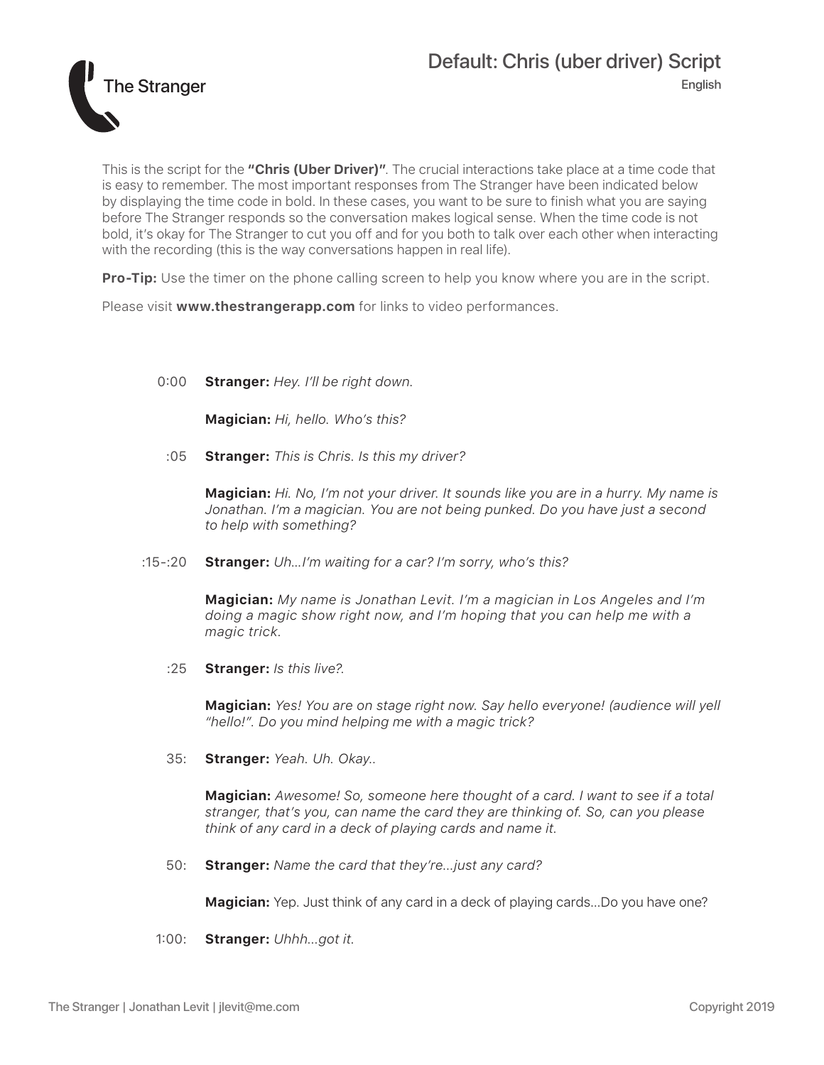# Default: Chris (uber driver) Script

English

The Stranger

This is the script for the **"Chris (Uber Driver)"**. The crucial interactions take place at a time code that is easy to remember. The most important responses from The Stranger have been indicated below by displaying the time code in bold. In these cases, you want to be sure to finish what you are saying before The Stranger responds so the conversation makes logical sense. When the time code is not bold, it's okay for The Stranger to cut you off and for you both to talk over each other when interacting with the recording (this is the way conversations happen in real life).

**Pro-Tip:** Use the timer on the phone calling screen to help you know where you are in the script.

Please visit **www.thestrangerapp.com** for links to video performances.

0:00 **Stranger:** *Hey. I'll be right down.*

**Magician:** *Hi, hello. Who's this?*

:05 **Stranger:** *This is Chris. Is this my driver?*

**Magician:** *Hi. No, I'm not your driver. It sounds like you are in a hurry. My name is Jonathan. I'm a magician. You are not being punked. Do you have just a second to help with something?*

:15-:20 **Stranger:** *Uh...I'm waiting for a car? I'm sorry, who's this?*

**Magician:** *My name is Jonathan Levit. I'm a magician in Los Angeles and I'm doing a magic show right now, and I'm hoping that you can help me with a magic trick.*

:25 **Stranger:** *Is this live?.*

**Magician:** *Yes! You are on stage right now. Say hello everyone! (audience will yell "hello!". Do you mind helping me with a magic trick?*

35: **Stranger:** *Yeah. Uh. Okay..*

**Magician:** *Awesome! So, someone here thought of a card. I want to see if a total stranger, that's you, can name the card they are thinking of. So, can you please think of any card in a deck of playing cards and name it.*

50: **Stranger:** *Name the card that they're...just any card?*

**Magician:** Yep. Just think of any card in a deck of playing cards...Do you have one?

1:00: **Stranger:** *Uhhh...got it.*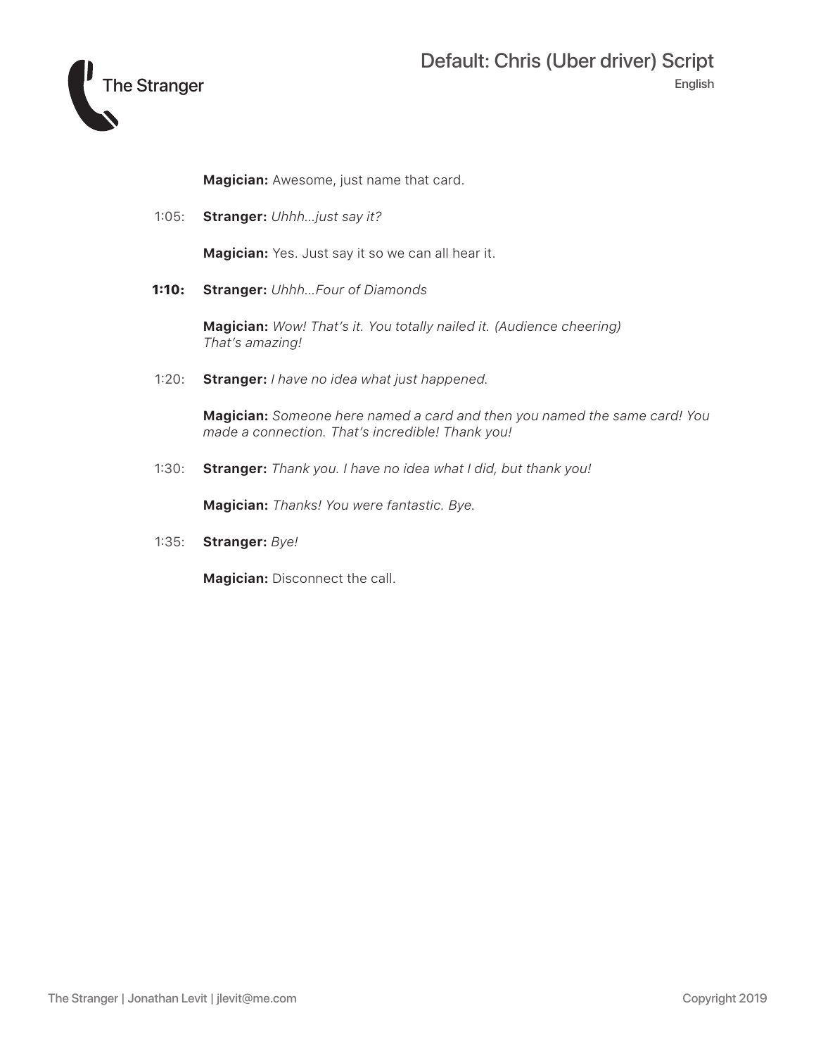**Magician:** Awesome, just name that card.

1:05: **Stranger:** *Uhhh…just say it?*

**Magician:** Yes. Just say it so we can all hear it.

**1:10:** **Stranger:** *Uhhh…Four of Diamonds*

**Magician:** *Wow! That's it. You totally nailed it. (Audience cheering) That's amazing!*

1:20: **Stranger:** *I have no idea what just happened.*

**Magician:** *Someone here named a card and then you named the same card! You made a connection. That's incredible! Thank you!*

1:30: **Stranger:** *Thank you. I have no idea what I did, but thank you!*

**Magician:** *Thanks! You were fantastic. Bye.*

1:35: **Stranger:** *Bye!*

**Magician:** Disconnect the call.